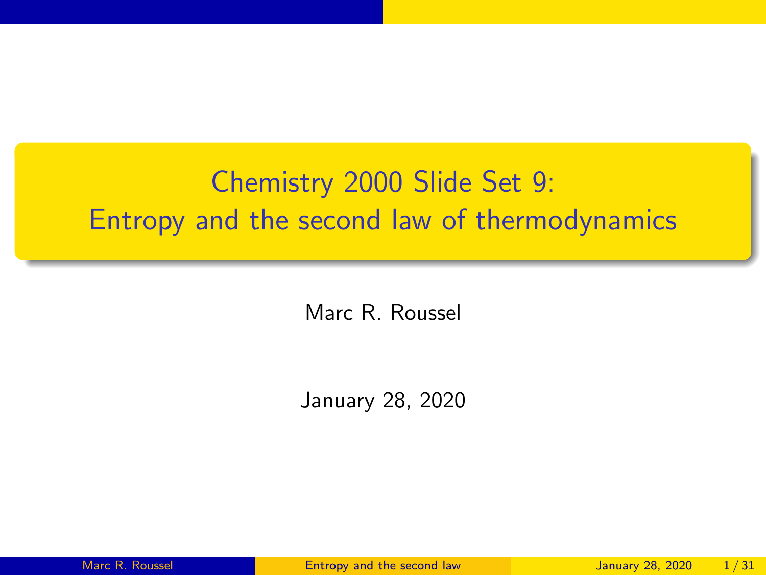# Chemistry 2000 Slide Set 9:
# Entropy and the second law of thermodynamics

Marc R. Roussel

January 28, 2020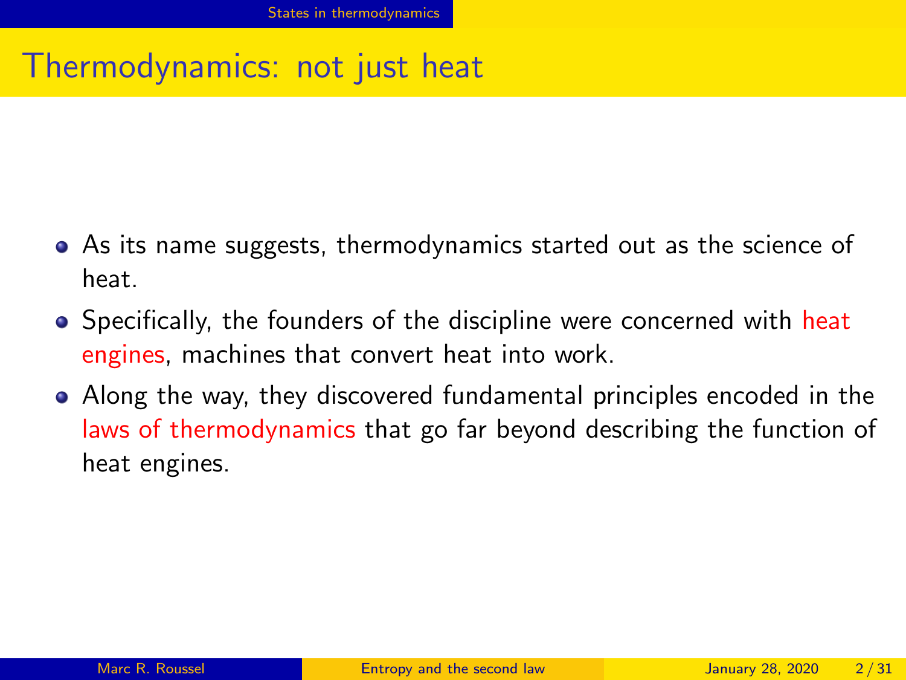# Thermodynamics: not just heat

- As its name suggests, thermodynamics started out as the science of heat.
- Specifically, the founders of the discipline were concerned with heat engines, machines that convert heat into work.
- Along the way, they discovered fundamental principles encoded in the laws of thermodynamics that go far beyond describing the function of heat engines.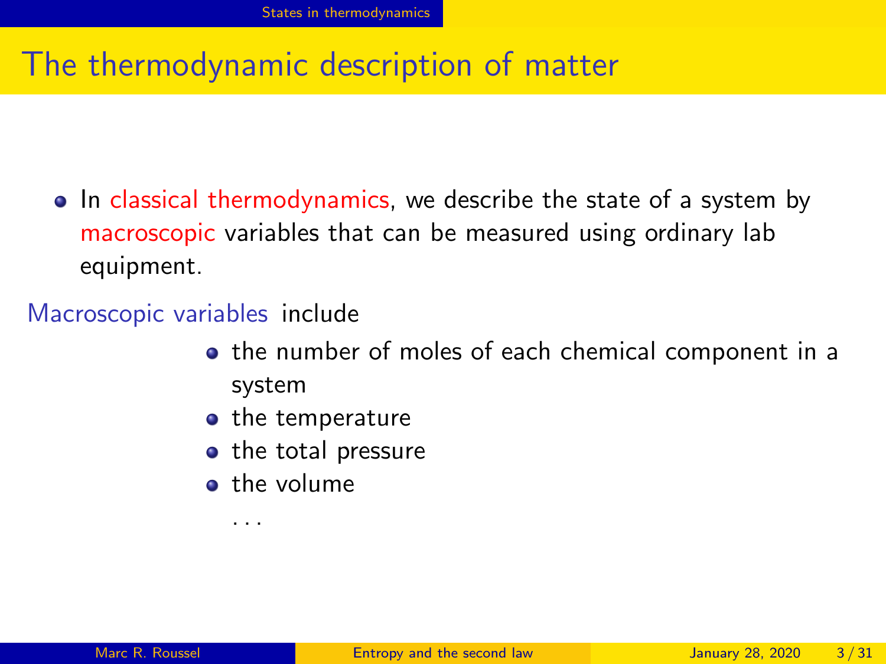# The thermodynamic description of matter

- In classical thermodynamics, we describe the state of a system by macroscopic variables that can be measured using ordinary lab equipment.

Macroscopic variables include

- the number of moles of each chemical component in a system
- the temperature
- the total pressure
- the volume

...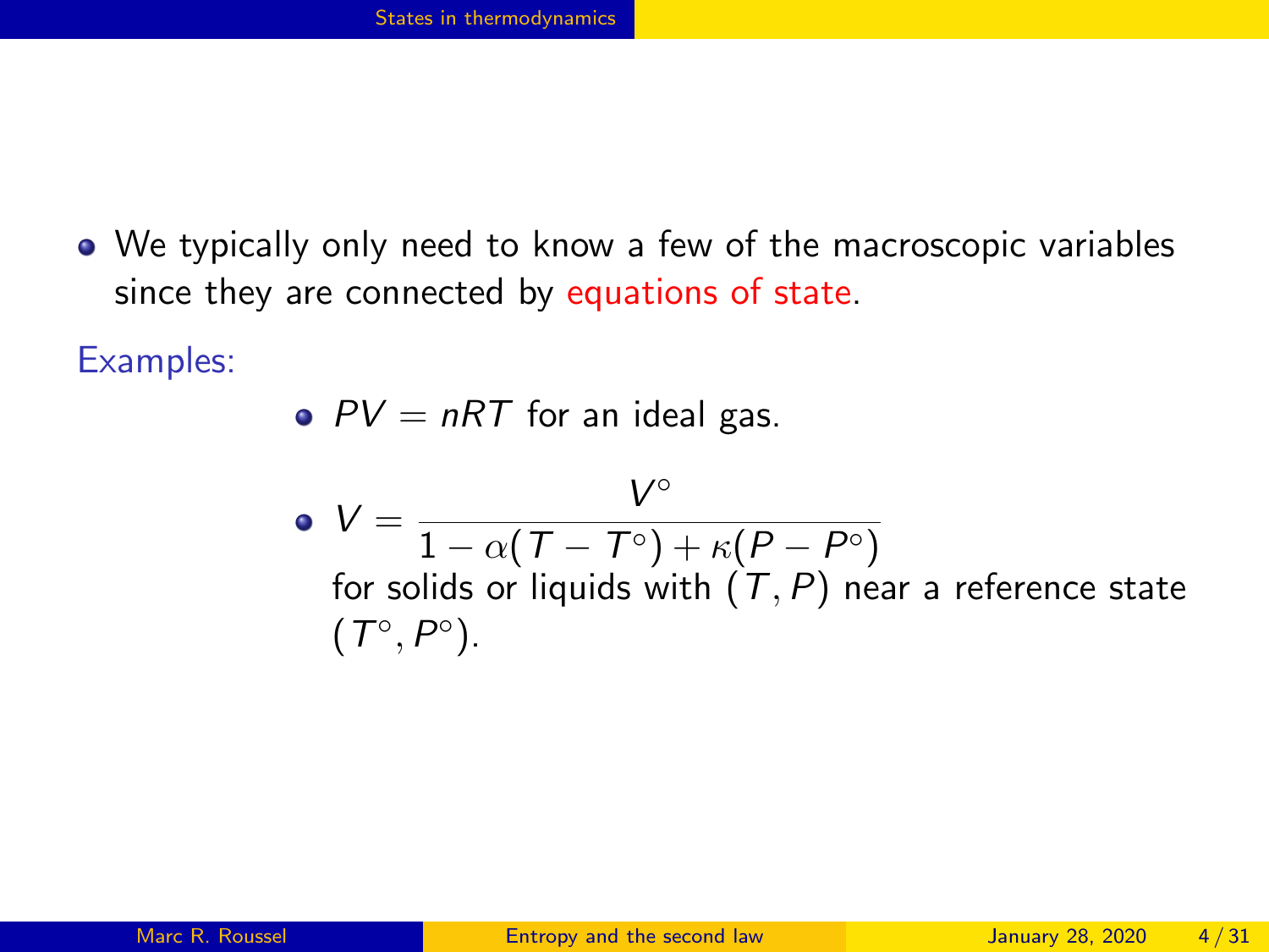- We typically only need to know a few of the macroscopic variables since they are connected by equations of state.

Examples:

- $PV = nRT$ for an ideal gas.
- $$V = \frac{V^\circ}{1 - \alpha(T - T^\circ) + \kappa(P - P^\circ)}$$
  for solids or liquids with $(T, P)$ near a reference state $(T^\circ, P^\circ)$.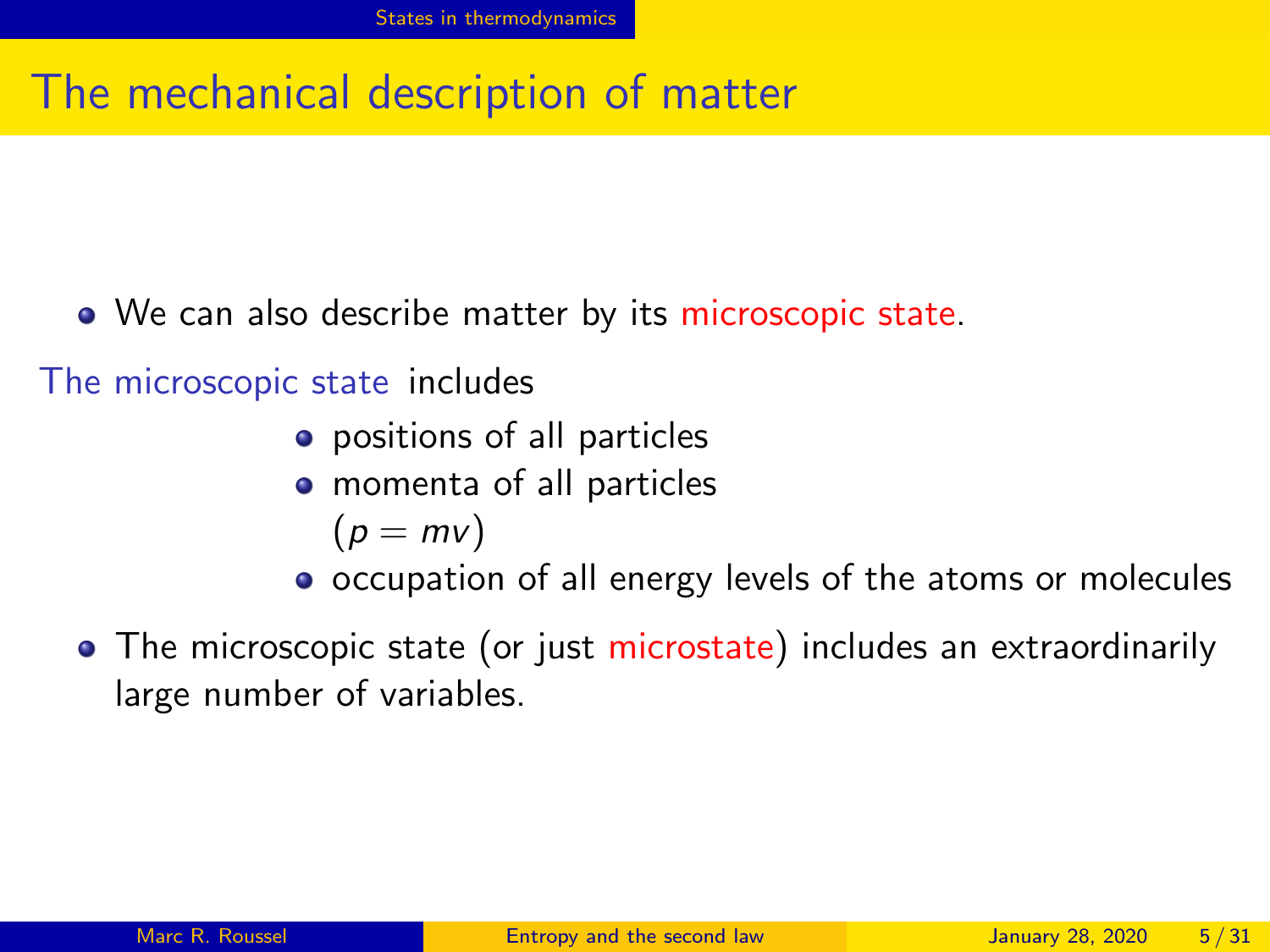# The mechanical description of matter

- We can also describe matter by its microscopic state.

The microscopic state includes

- positions of all particles
- momenta of all particles
  ($p = mv$)
- occupation of all energy levels of the atoms or molecules

- The microscopic state (or just microstate) includes an extraordinarily large number of variables.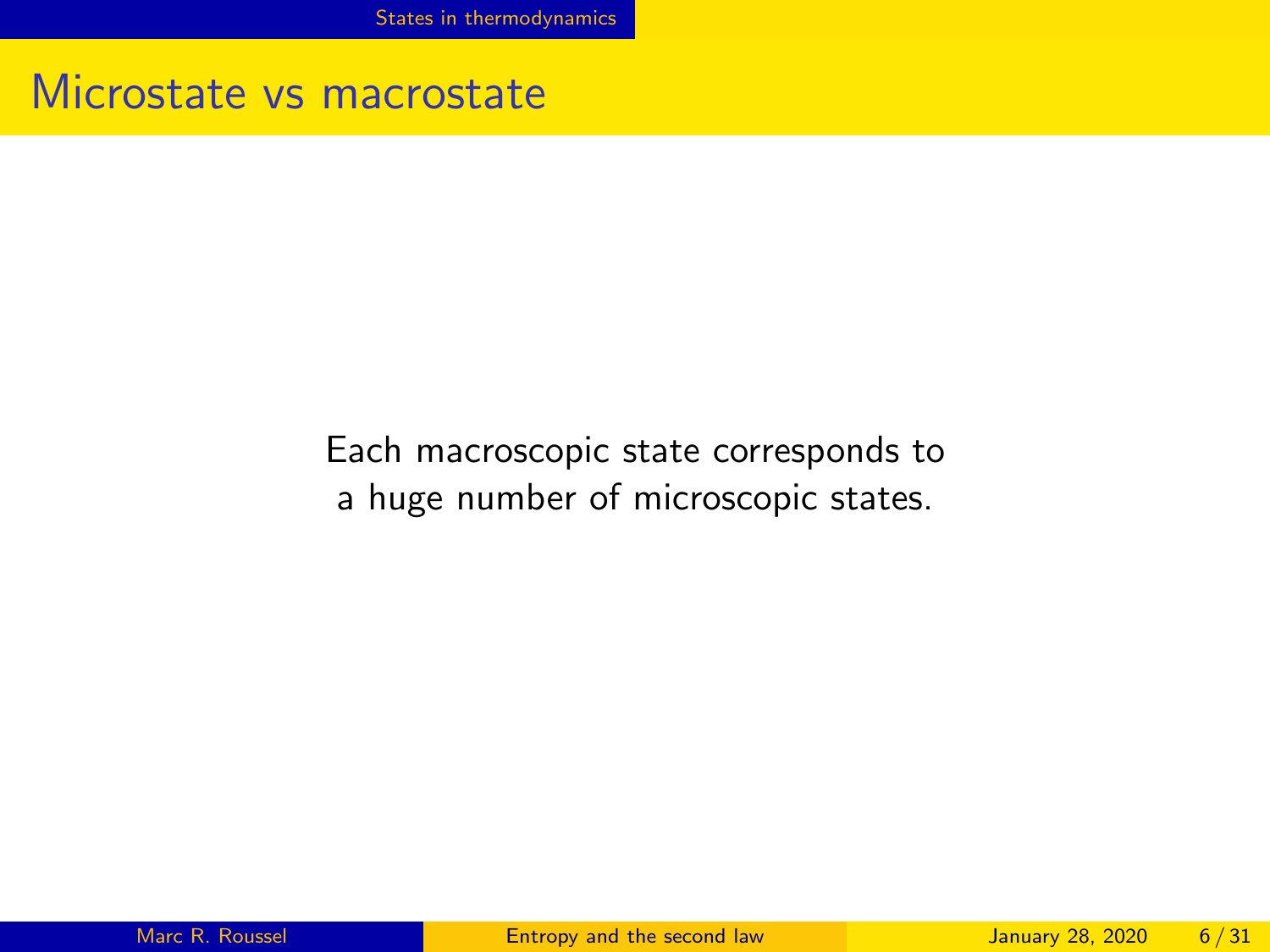## Microstate vs macrostate

Each macroscopic state corresponds to a huge number of microscopic states.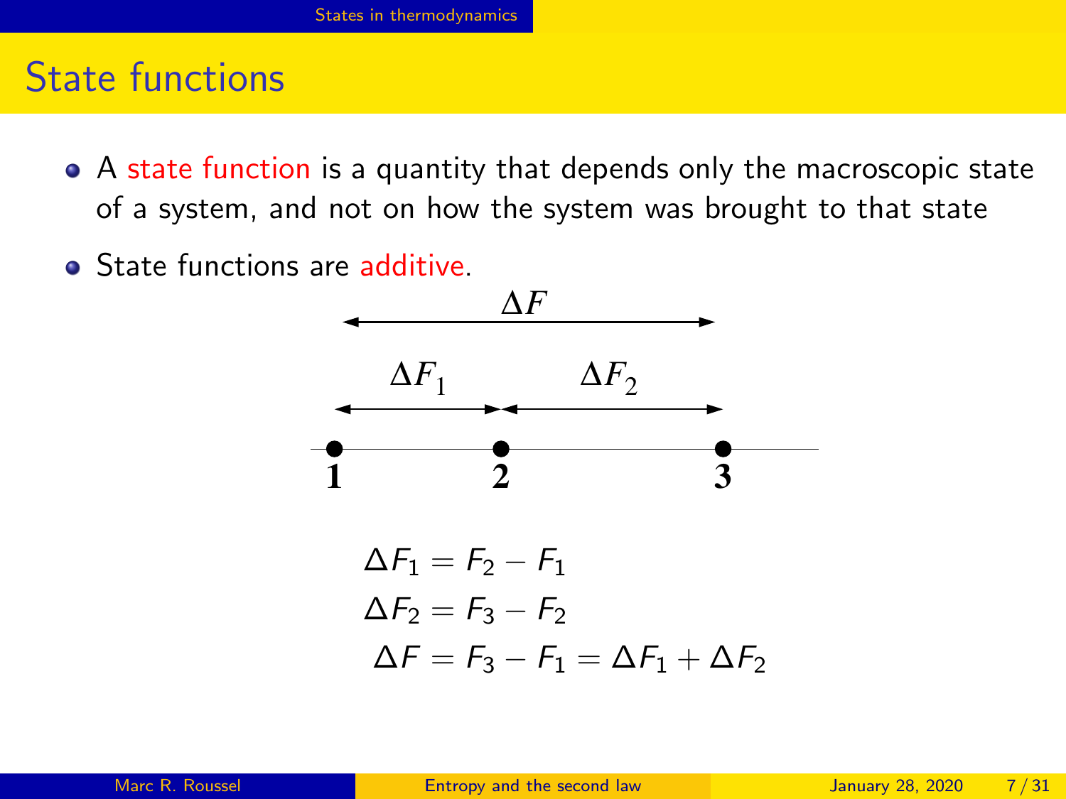## State functions

- A state function is a quantity that depends only the macroscopic state of a system, and not on how the system was brought to that state
- State functions are additive.

$$\Delta F_1 = F_2 - F_1$$

$$\Delta F_2 = F_3 - F_2$$

$$\Delta F = F_3 - F_1 = \Delta F_1 + \Delta F_2$$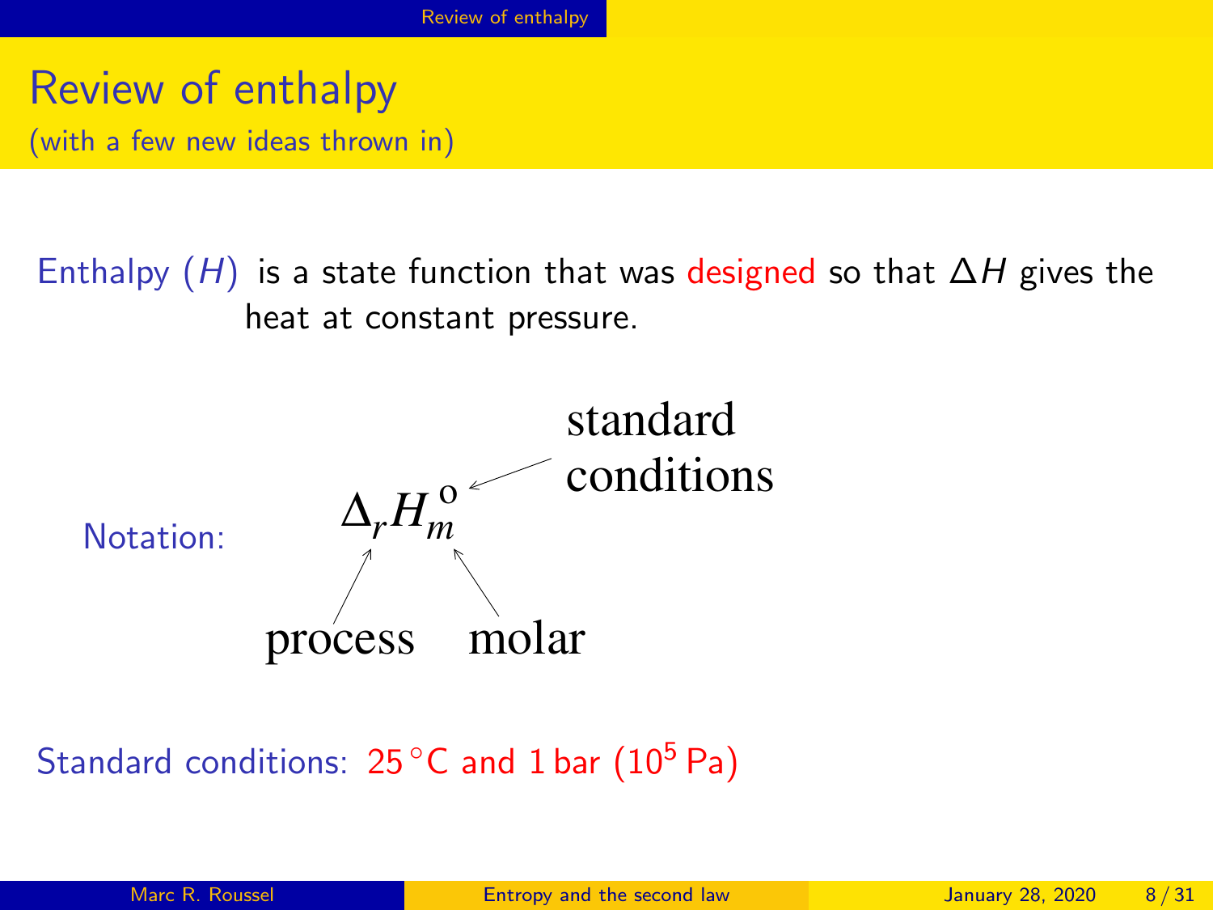# Review of enthalpy

(with a few new ideas thrown in)

Enthalpy ($H$) is a state function that was designed so that $\Delta H$ gives the heat at constant pressure.

Notation: $\Delta_r H_m^{\circ}$

- $r$: process
- $m$: molar
- $\circ$: standard conditions

Standard conditions: 25 °C and 1 bar ($10^5$ Pa)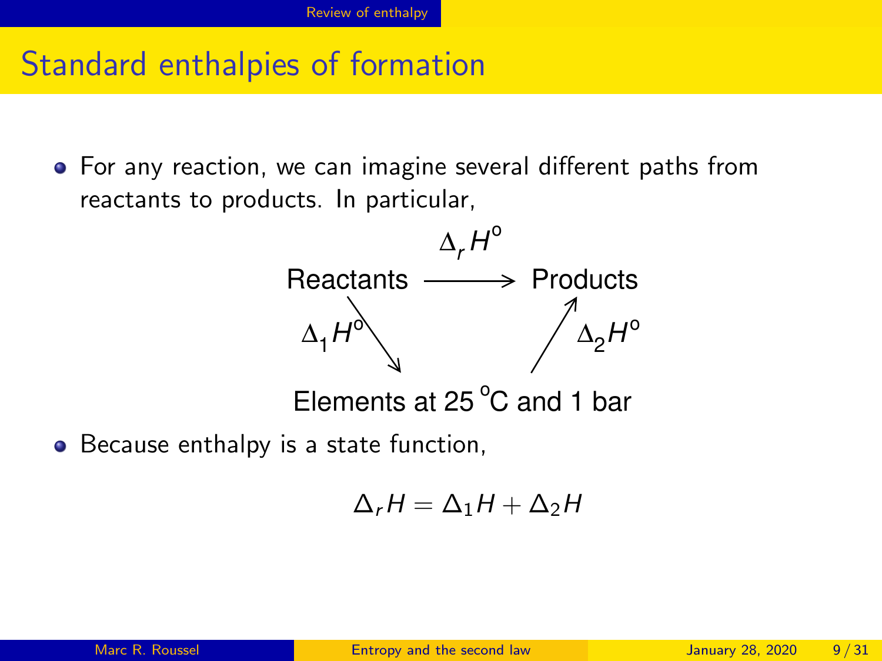# Standard enthalpies of formation

- For any reaction, we can imagine several different paths from reactants to products. In particular,

$$\text{Reactants} \xrightarrow{\Delta_r H^\circ} \text{Products}$$

Reactants $\xrightarrow{\Delta_1 H^\circ}$ Elements at 25 °C and 1 bar $\xrightarrow{\Delta_2 H^\circ}$ Products

- Because enthalpy is a state function,

$$\Delta_r H = \Delta_1 H + \Delta_2 H$$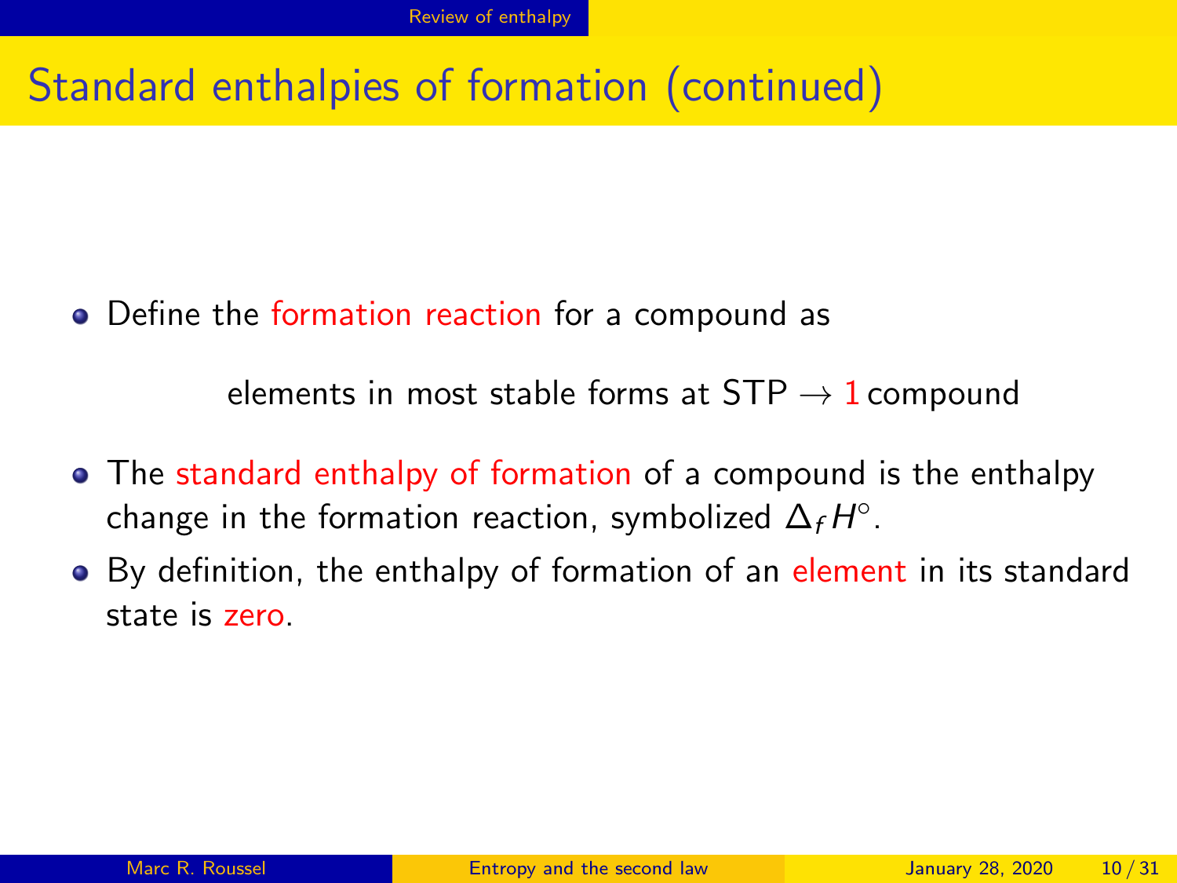# Standard enthalpies of formation (continued)

- Define the formation reaction for a compound as

$$\text{elements in most stable forms at STP} \rightarrow 1\,\text{compound}$$

- The standard enthalpy of formation of a compound is the enthalpy change in the formation reaction, symbolized $\Delta_f H^\circ$.
- By definition, the enthalpy of formation of an element in its standard state is zero.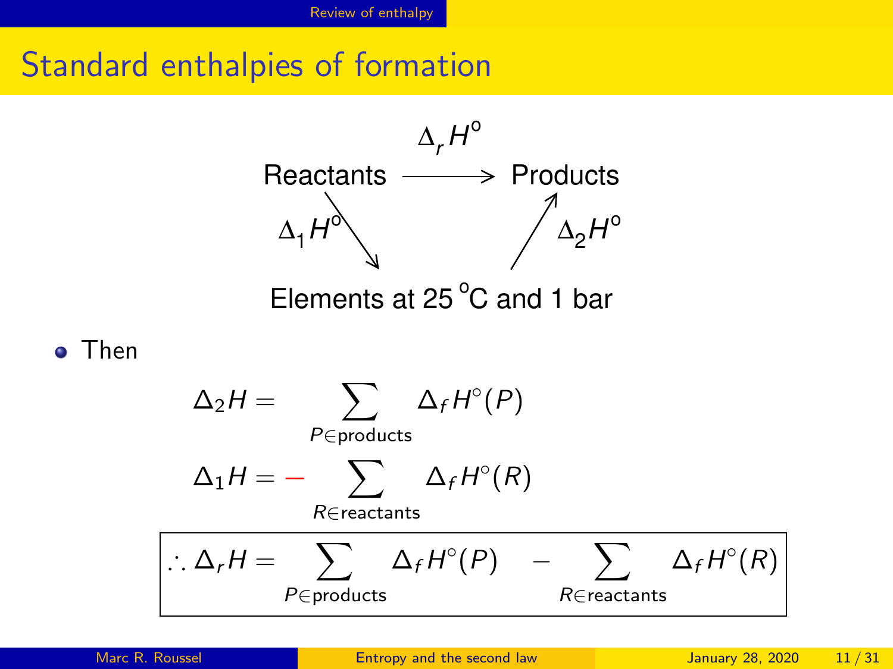# Standard enthalpies of formation

Reactants $\xrightarrow{\Delta_r H^\circ}$ Products

Reactants $\xrightarrow{\Delta_1 H^\circ}$ Elements at 25 °C and 1 bar $\xrightarrow{\Delta_2 H^\circ}$ Products

- Then

$$\Delta_2 H = \sum_{P \in \text{products}} \Delta_f H^\circ(P)$$

$$\Delta_1 H = -\sum_{R \in \text{reactants}} \Delta_f H^\circ(R)$$

$$\therefore \Delta_r H = \sum_{P \in \text{products}} \Delta_f H^\circ(P) - \sum_{R \in \text{reactants}} \Delta_f H^\circ(R)$$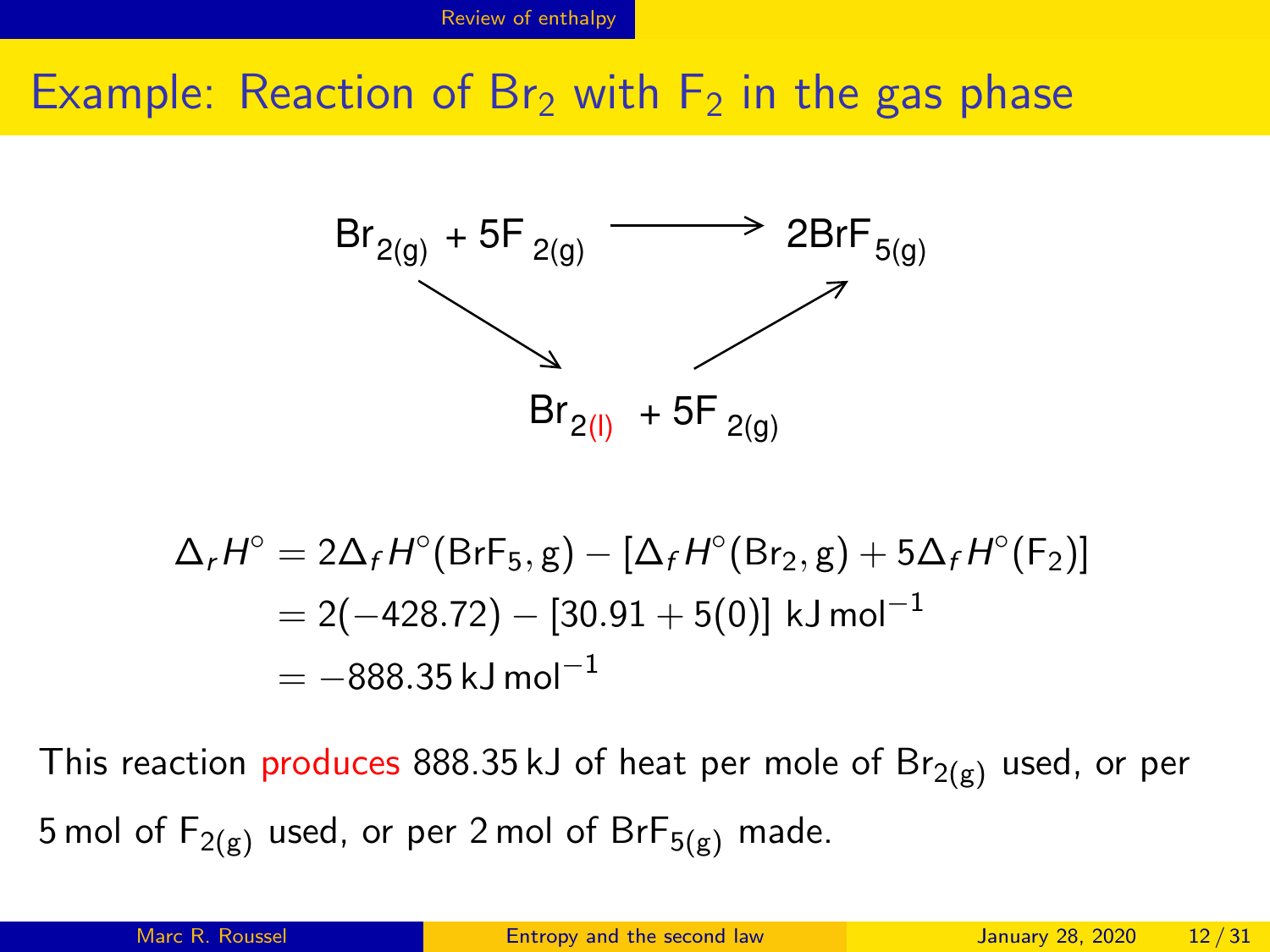# Example: Reaction of $Br_2$ with $F_2$ in the gas phase

$$Br_{2(g)} + 5F_{2(g)} \longrightarrow 2BrF_{5(g)}$$

$$Br_{2(l)} + 5F_{2(g)}$$

$$\begin{aligned}
\Delta_r H^\circ &= 2\Delta_f H^\circ(\mathrm{BrF_5, g}) - [\Delta_f H^\circ(\mathrm{Br_2, g}) + 5\Delta_f H^\circ(\mathrm{F_2})] \\
&= 2(-428.72) - [30.91 + 5(0)]\ \mathrm{kJ\,mol^{-1}} \\
&= -888.35\,\mathrm{kJ\,mol^{-1}}
\end{aligned}$$

This reaction produces 888.35 kJ of heat per mole of $Br_{2(g)}$ used, or per 5 mol of $F_{2(g)}$ used, or per 2 mol of $BrF_{5(g)}$ made.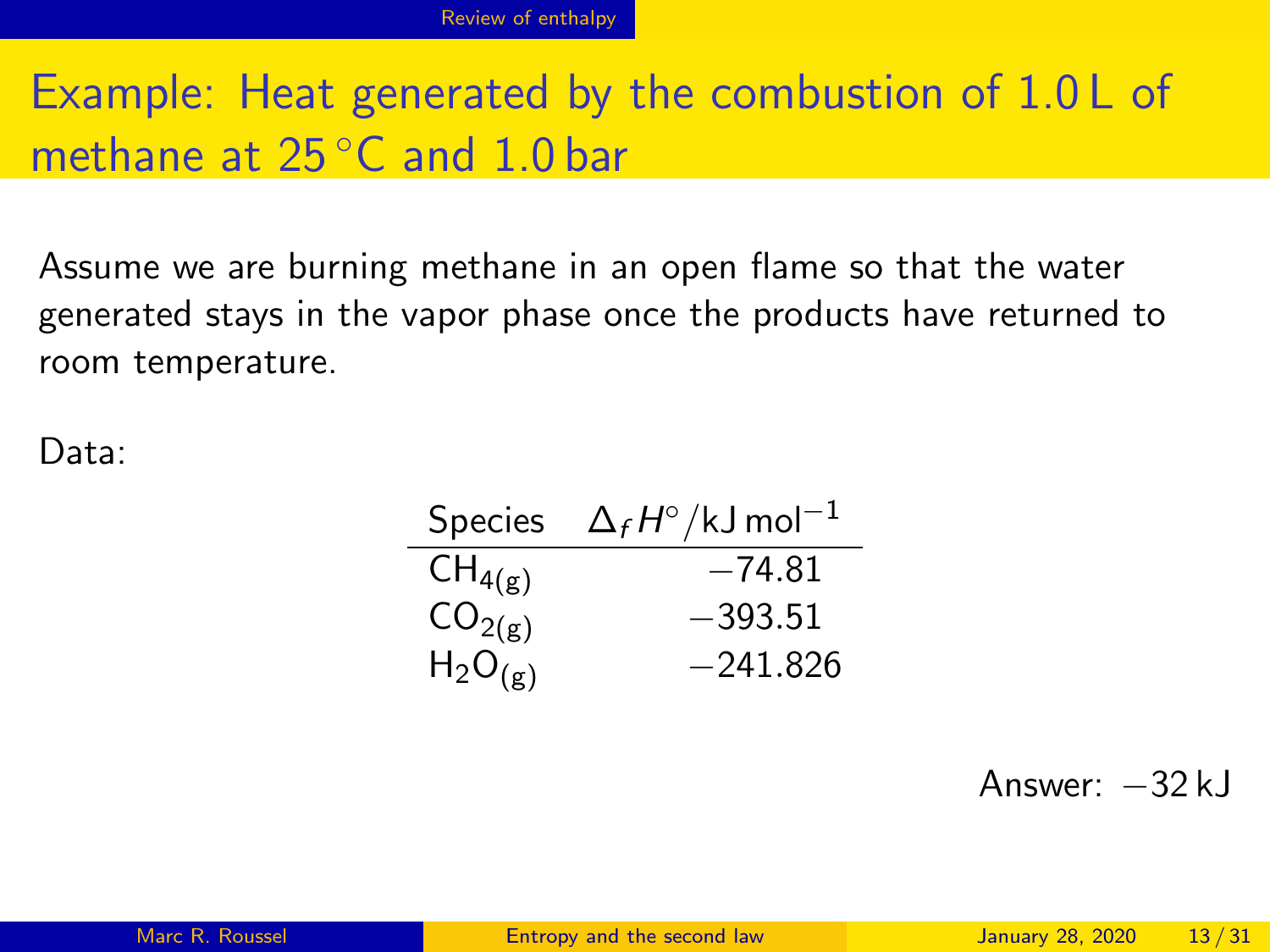# Example: Heat generated by the combustion of 1.0 L of methane at 25 °C and 1.0 bar

Assume we are burning methane in an open flame so that the water generated stays in the vapor phase once the products have returned to room temperature.

Data:

| Species | $\Delta_f H^\circ/\text{kJ mol}^{-1}$ |
|---|---|
| $CH_{4(g)}$ | −74.81 |
| $CO_{2(g)}$ | −393.51 |
| $H_2O_{(g)}$ | −241.826 |

Answer: −32 kJ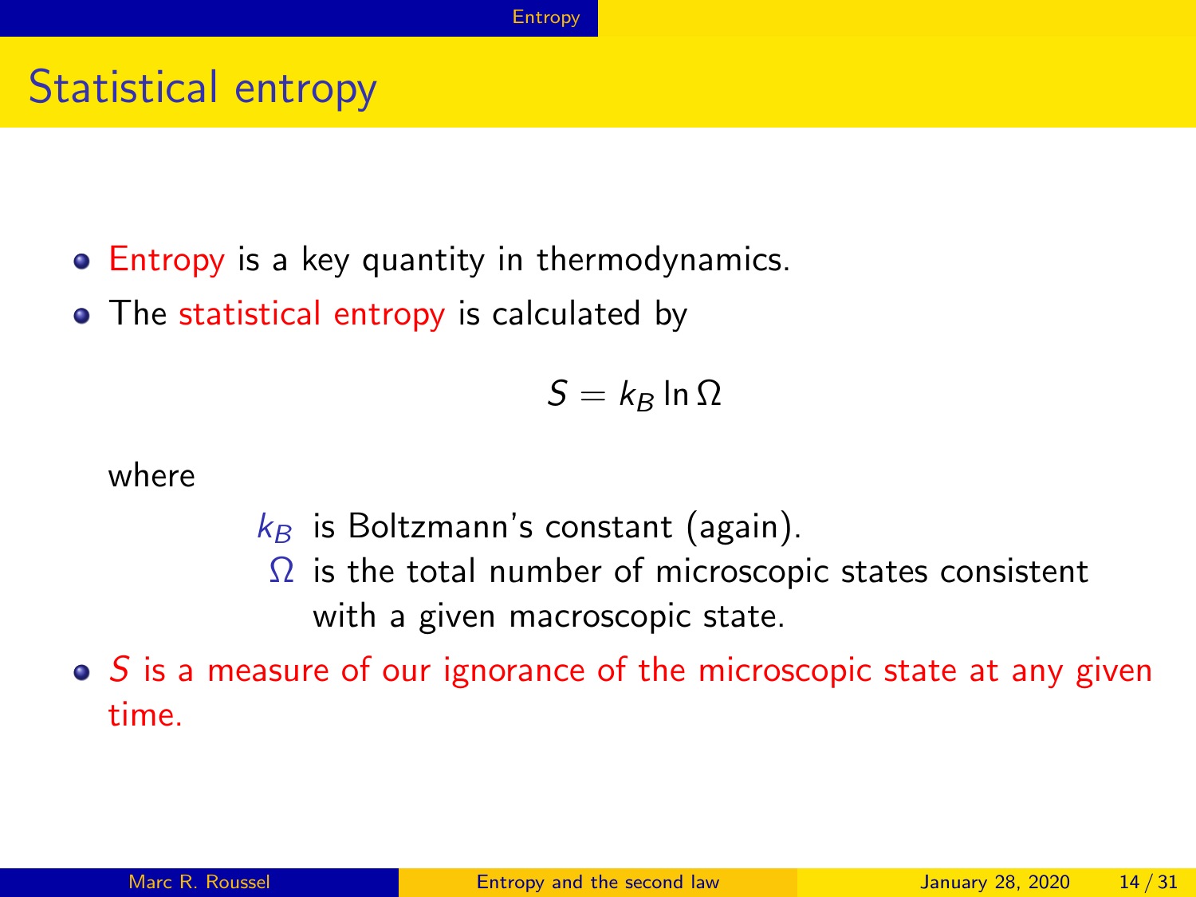# Statistical entropy

- Entropy is a key quantity in thermodynamics.
- The statistical entropy is calculated by

$$S = k_B \ln \Omega$$

  where

  $k_B$ is Boltzmann's constant (again).

  $\Omega$ is the total number of microscopic states consistent with a given macroscopic state.

- $S$ is a measure of our ignorance of the microscopic state at any given time.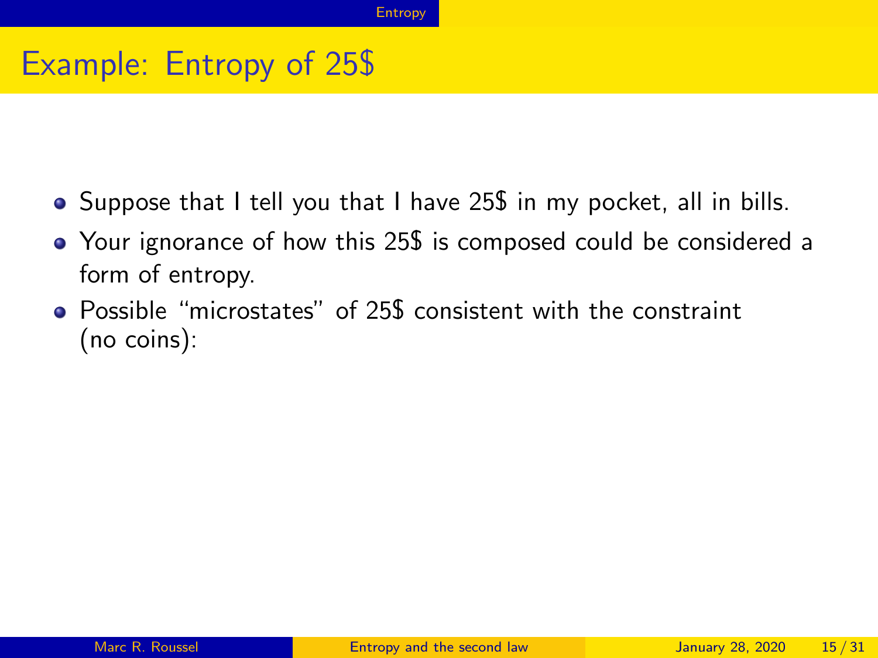# Example: Entropy of 25$

- Suppose that I tell you that I have 25$ in my pocket, all in bills.
- Your ignorance of how this 25$ is composed could be considered a form of entropy.
- Possible "microstates" of 25$ consistent with the constraint (no coins):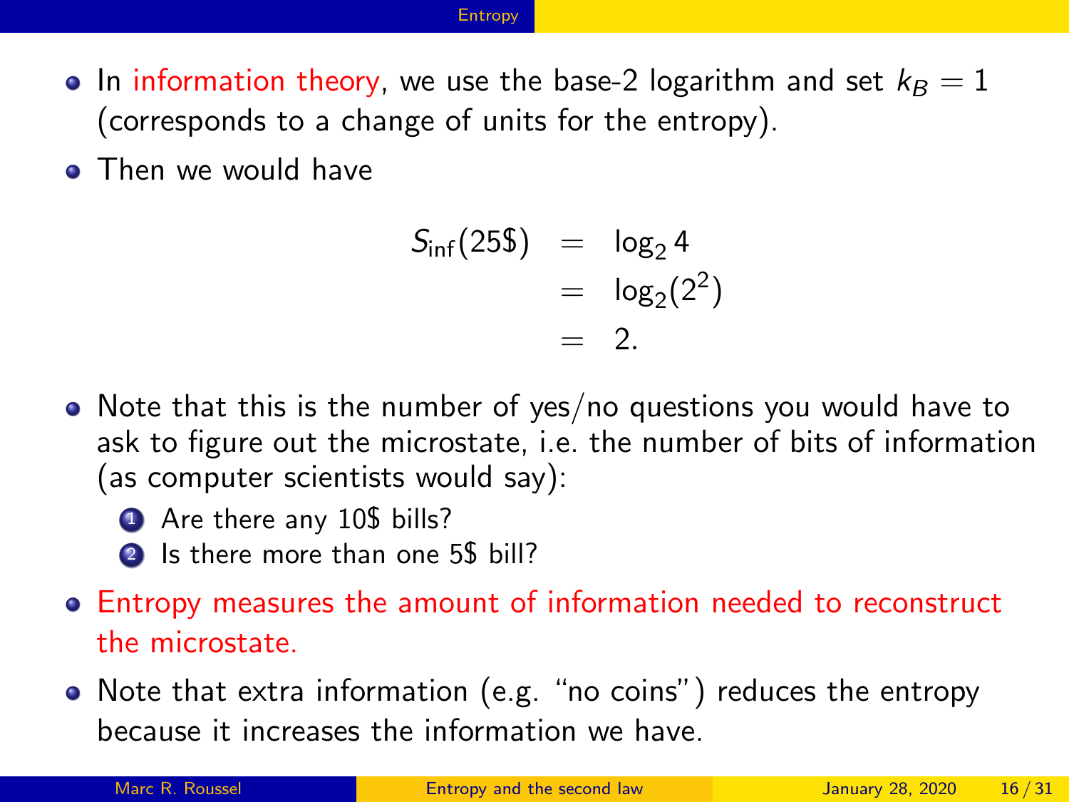- In information theory, we use the base-2 logarithm and set $k_B = 1$ (corresponds to a change of units for the entropy).
- Then we would have

$$\begin{aligned} S_{\text{inf}}(25\$) &= \log_2 4 \\ &= \log_2(2^2) \\ &= 2. \end{aligned}$$

- Note that this is the number of yes/no questions you would have to ask to figure out the microstate, i.e. the number of bits of information (as computer scientists would say):
  1. Are there any 10$ bills?
  2. Is there more than one 5$ bill?
- Entropy measures the amount of information needed to reconstruct the microstate.
- Note that extra information (e.g. "no coins") reduces the entropy because it increases the information we have.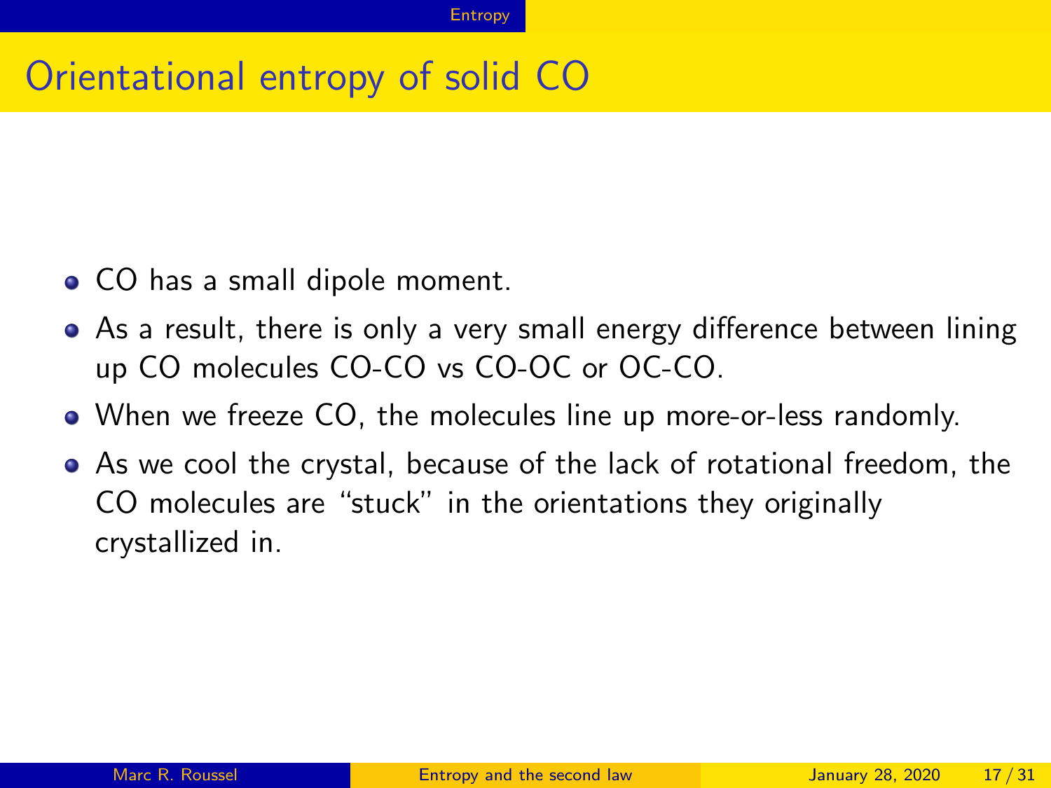# Orientational entropy of solid CO

- CO has a small dipole moment.
- As a result, there is only a very small energy difference between lining up CO molecules CO-CO vs CO-OC or OC-CO.
- When we freeze CO, the molecules line up more-or-less randomly.
- As we cool the crystal, because of the lack of rotational freedom, the CO molecules are "stuck" in the orientations they originally crystallized in.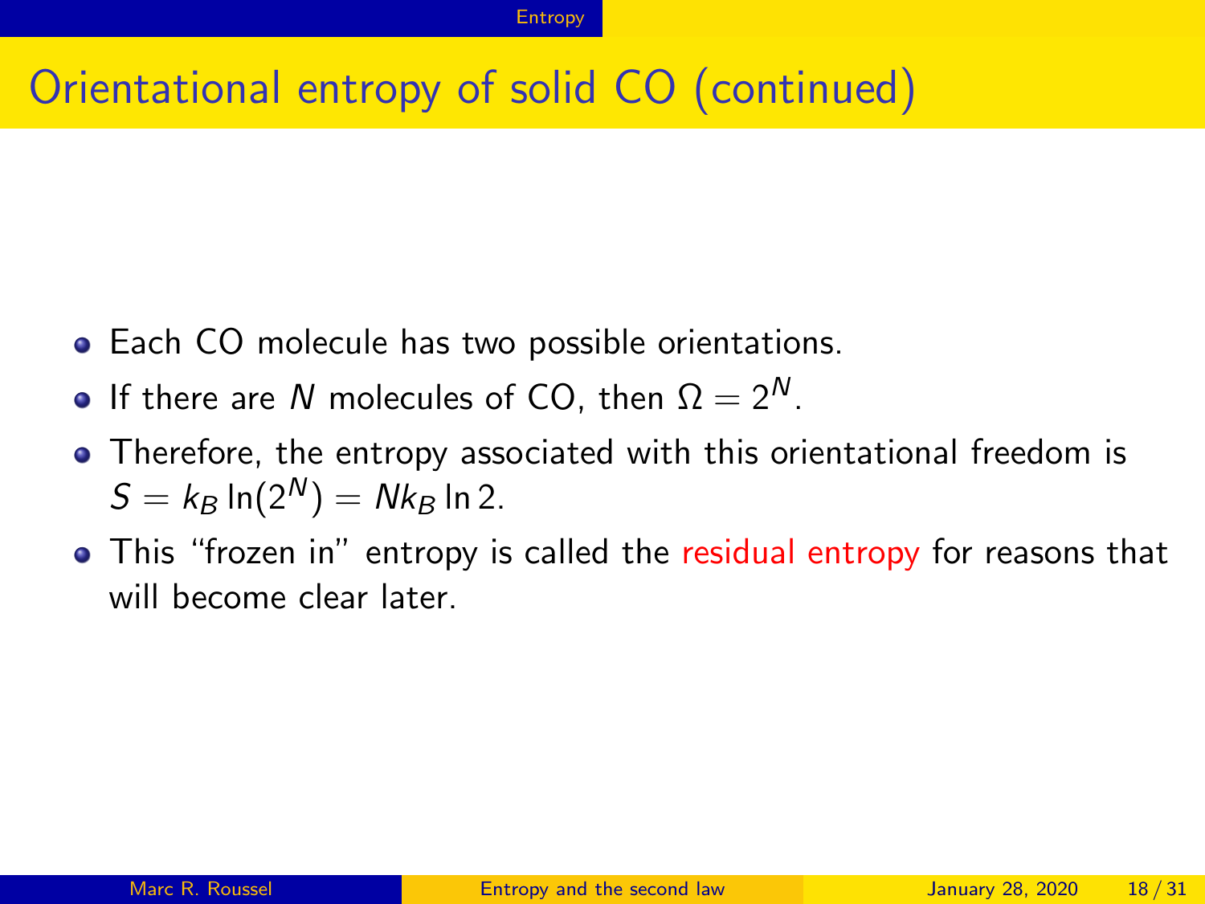# Orientational entropy of solid CO (continued)

- Each CO molecule has two possible orientations.
- If there are $N$ molecules of CO, then $\Omega = 2^N$.
- Therefore, the entropy associated with this orientational freedom is $S = k_B \ln(2^N) = Nk_B \ln 2$.
- This "frozen in" entropy is called the residual entropy for reasons that will become clear later.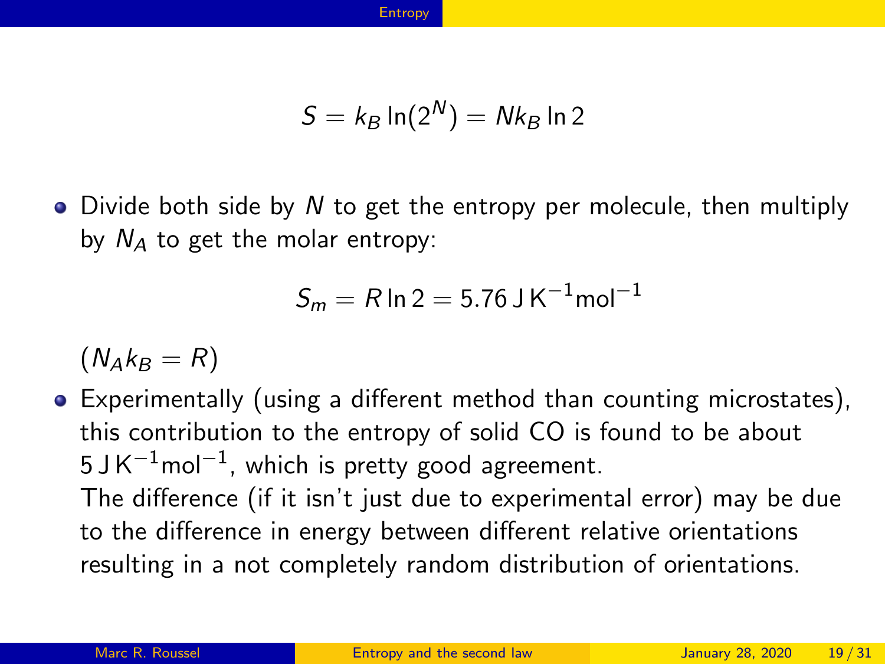$$S = k_B \ln(2^N) = Nk_B \ln 2$$

- Divide both side by $N$ to get the entropy per molecule, then multiply by $N_A$ to get the molar entropy:

  $$S_m = R \ln 2 = 5.76\,\mathrm{J\,K^{-1}mol^{-1}}$$

  $(N_A k_B = R)$

- Experimentally (using a different method than counting microstates), this contribution to the entropy of solid CO is found to be about $5\,\mathrm{J\,K^{-1}mol^{-1}}$, which is pretty good agreement.
  The difference (if it isn't just due to experimental error) may be due to the difference in energy between different relative orientations resulting in a not completely random distribution of orientations.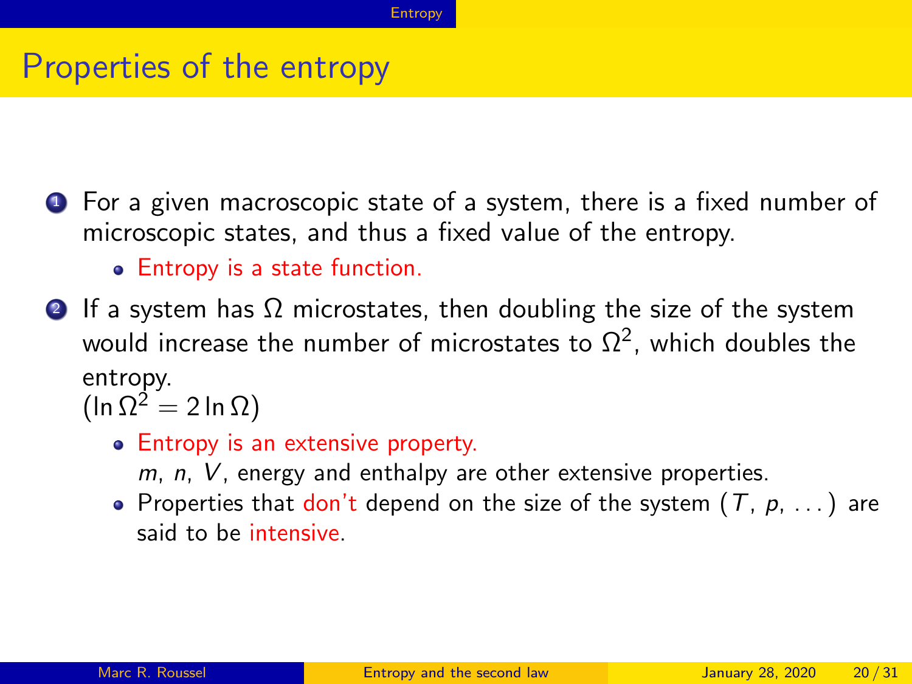# Properties of the entropy

1. For a given macroscopic state of a system, there is a fixed number of microscopic states, and thus a fixed value of the entropy.
   - Entropy is a state function.
2. If a system has $\Omega$ microstates, then doubling the size of the system would increase the number of microstates to $\Omega^2$, which doubles the entropy.
   ($\ln \Omega^2 = 2 \ln \Omega$)
   - Entropy is an extensive property.
     $m$, $n$, $V$, energy and enthalpy are other extensive properties.
   - Properties that don't depend on the size of the system ($T$, $p$, ...) are said to be intensive.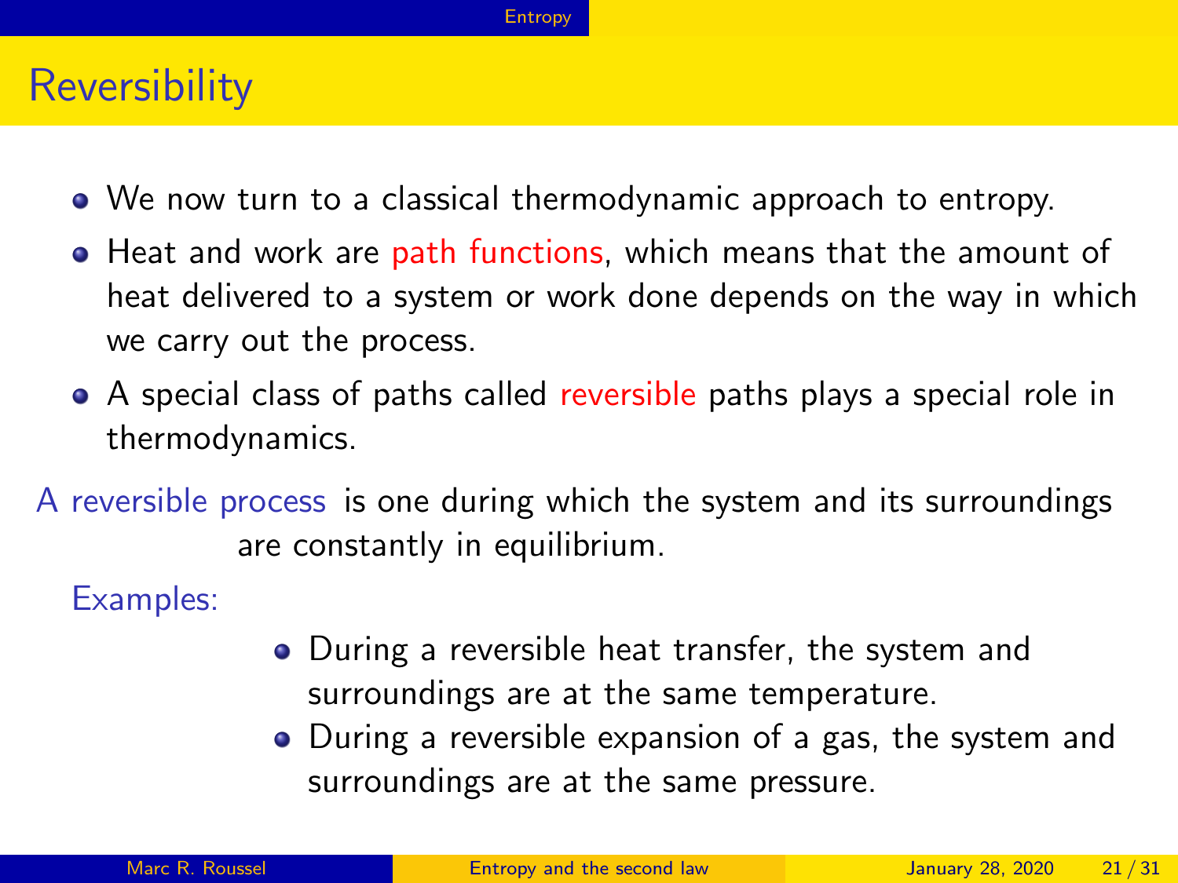# Reversibility

- We now turn to a classical thermodynamic approach to entropy.
- Heat and work are path functions, which means that the amount of heat delivered to a system or work done depends on the way in which we carry out the process.
- A special class of paths called reversible paths plays a special role in thermodynamics.

**A reversible process** is one during which the system and its surroundings are constantly in equilibrium.

**Examples:**

- During a reversible heat transfer, the system and surroundings are at the same temperature.
- During a reversible expansion of a gas, the system and surroundings are at the same pressure.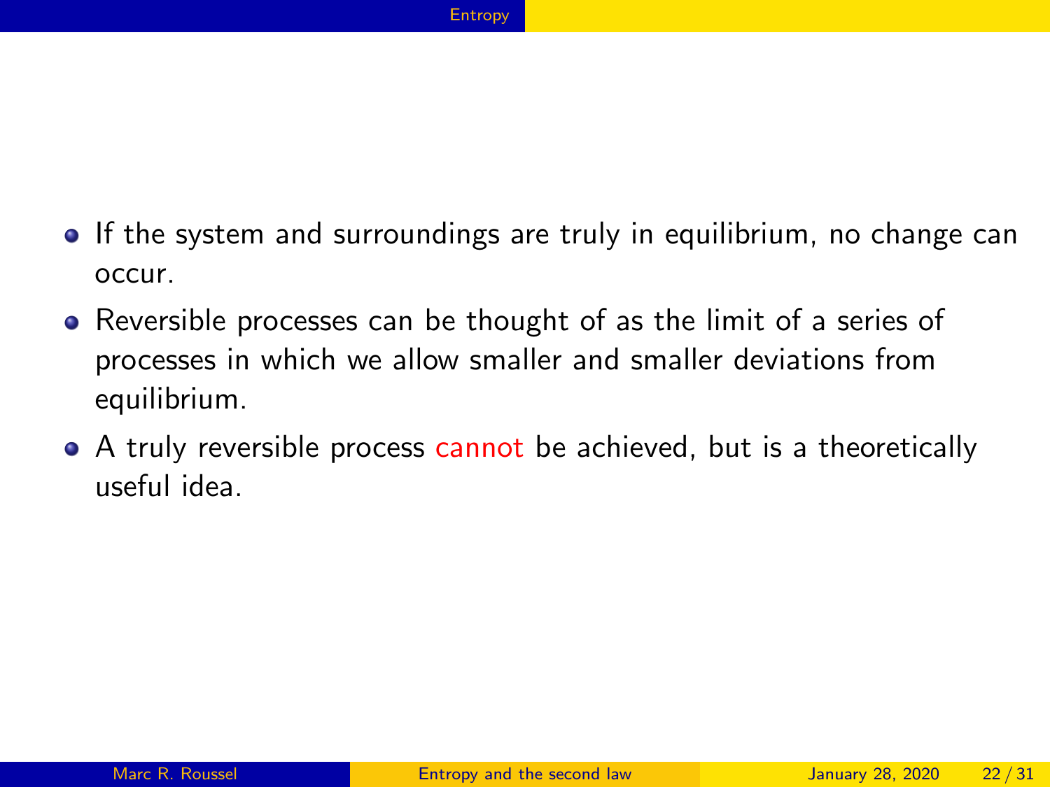- If the system and surroundings are truly in equilibrium, no change can occur.
- Reversible processes can be thought of as the limit of a series of processes in which we allow smaller and smaller deviations from equilibrium.
- A truly reversible process cannot be achieved, but is a theoretically useful idea.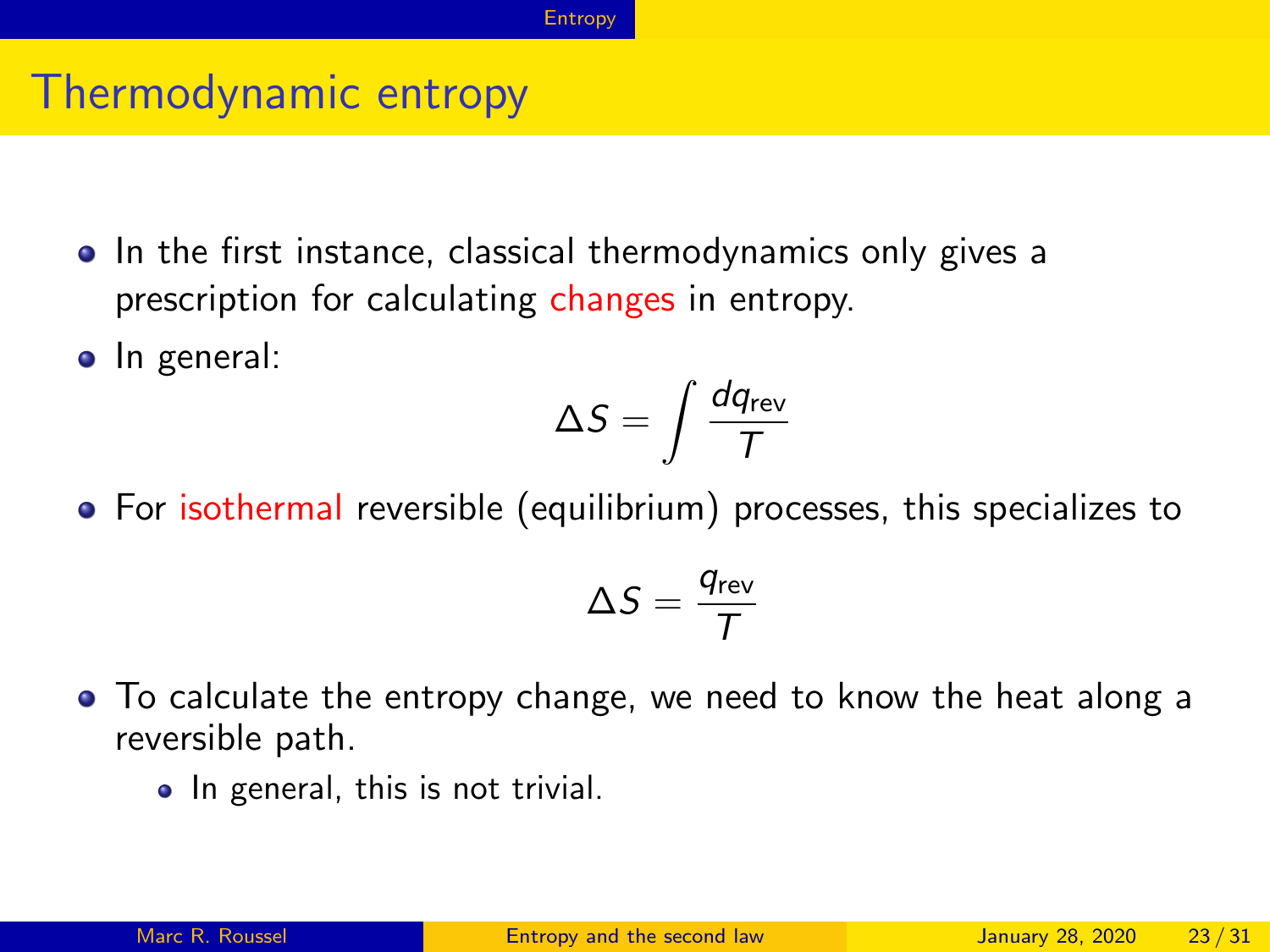# Thermodynamic entropy

- In the first instance, classical thermodynamics only gives a prescription for calculating changes in entropy.
- In general:

$$\Delta S = \int \frac{dq_{\text{rev}}}{T}$$

- For isothermal reversible (equilibrium) processes, this specializes to

$$\Delta S = \frac{q_{\text{rev}}}{T}$$

- To calculate the entropy change, we need to know the heat along a reversible path.
  - In general, this is not trivial.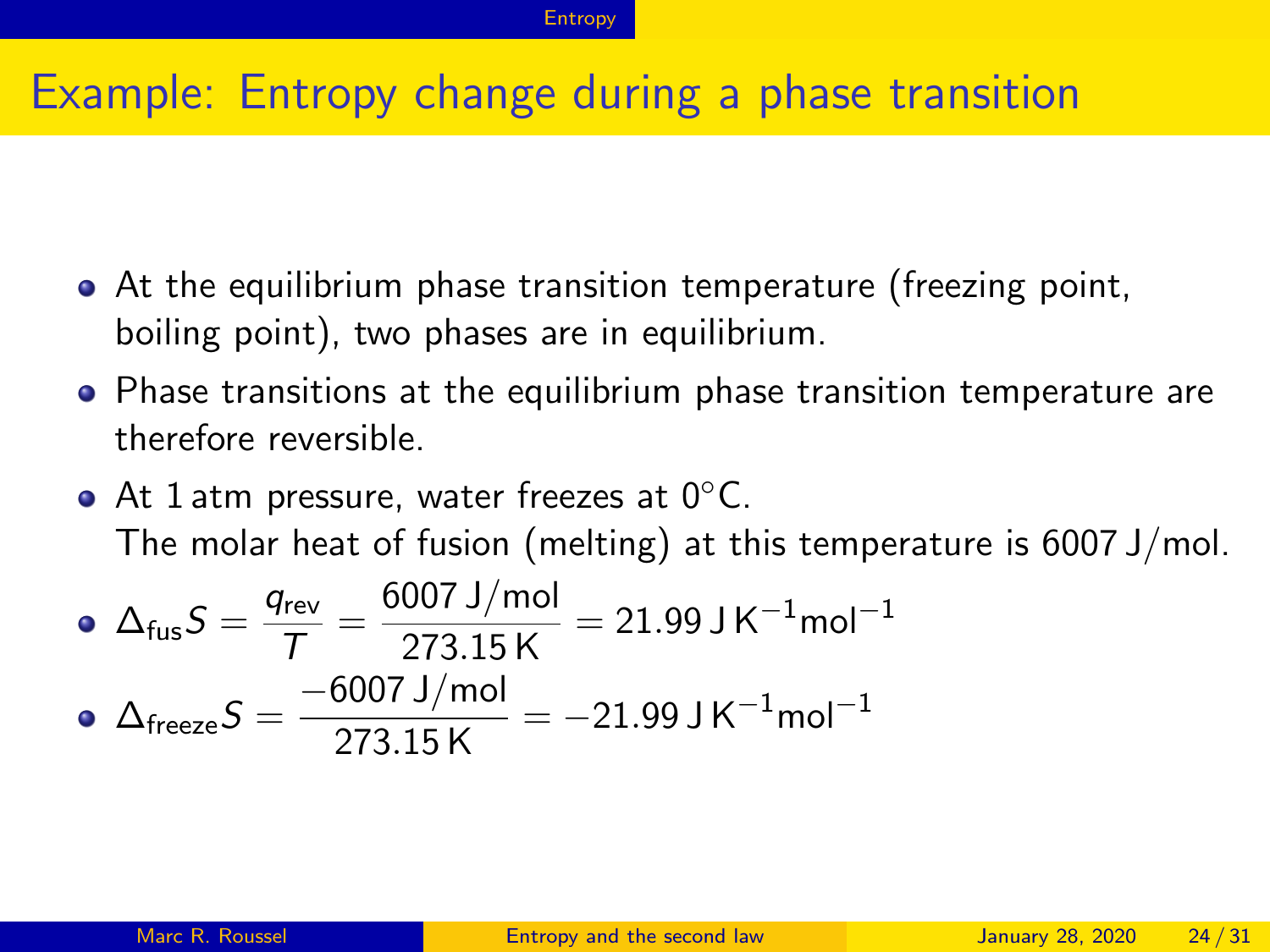# Example: Entropy change during a phase transition

- At the equilibrium phase transition temperature (freezing point, boiling point), two phases are in equilibrium.
- Phase transitions at the equilibrium phase transition temperature are therefore reversible.
- At 1 atm pressure, water freezes at 0°C.
  The molar heat of fusion (melting) at this temperature is 6007 J/mol.
- $\Delta_{\text{fus}}S = \dfrac{q_{\text{rev}}}{T} = \dfrac{6007\,\text{J/mol}}{273.15\,\text{K}} = 21.99\,\text{J}\,\text{K}^{-1}\text{mol}^{-1}$
- $\Delta_{\text{freeze}}S = \dfrac{-6007\,\text{J/mol}}{273.15\,\text{K}} = -21.99\,\text{J}\,\text{K}^{-1}\text{mol}^{-1}$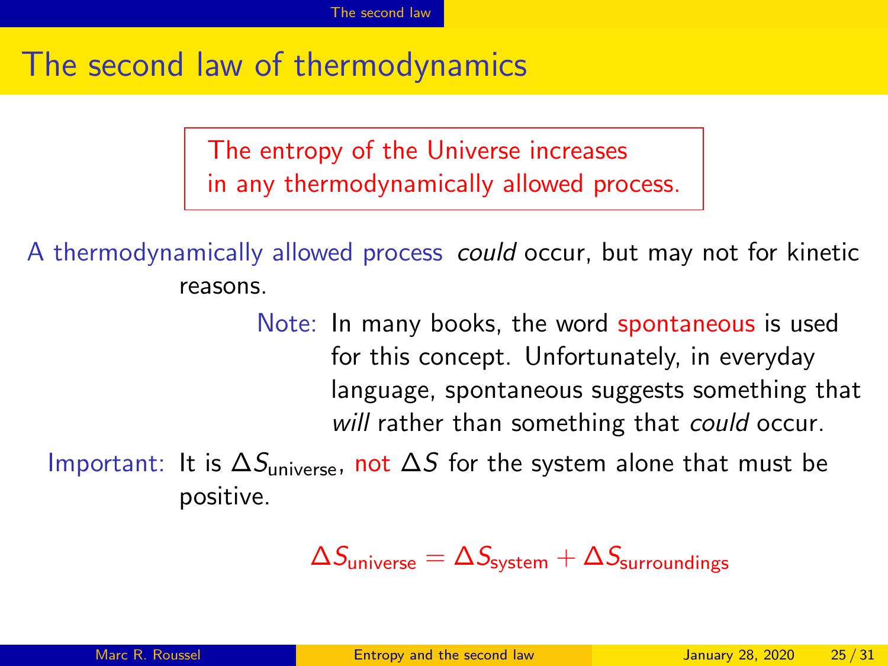# The second law of thermodynamics

> The entropy of the Universe increases in any thermodynamically allowed process.

A thermodynamically allowed process *could* occur, but may not for kinetic reasons.

Note: In many books, the word spontaneous is used for this concept. Unfortunately, in everyday language, spontaneous suggests something that *will* rather than something that *could* occur.

Important: It is $\Delta S_{\text{universe}}$, not $\Delta S$ for the system alone that must be positive.

$$\Delta S_{\text{universe}} = \Delta S_{\text{system}} + \Delta S_{\text{surroundings}}$$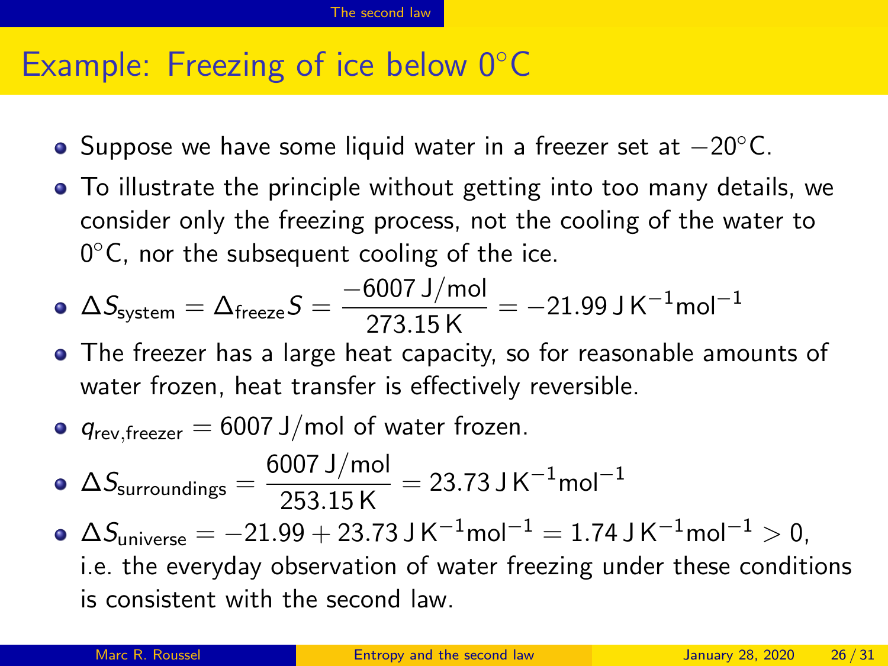# Example: Freezing of ice below 0°C

- Suppose we have some liquid water in a freezer set at $-20^\circ$C.
- To illustrate the principle without getting into too many details, we consider only the freezing process, not the cooling of the water to $0^\circ$C, nor the subsequent cooling of the ice.
- $\Delta S_{\text{system}} = \Delta_{\text{freeze}} S = \dfrac{-6007\,\text{J/mol}}{273.15\,\text{K}} = -21.99\,\text{J}\,\text{K}^{-1}\text{mol}^{-1}$
- The freezer has a large heat capacity, so for reasonable amounts of water frozen, heat transfer is effectively reversible.
- $q_{\text{rev,freezer}} = 6007\,\text{J/mol}$ of water frozen.
- $\Delta S_{\text{surroundings}} = \dfrac{6007\,\text{J/mol}}{253.15\,\text{K}} = 23.73\,\text{J}\,\text{K}^{-1}\text{mol}^{-1}$
- $\Delta S_{\text{universe}} = -21.99 + 23.73\,\text{J}\,\text{K}^{-1}\text{mol}^{-1} = 1.74\,\text{J}\,\text{K}^{-1}\text{mol}^{-1} > 0$, i.e. the everyday observation of water freezing under these conditions is consistent with the second law.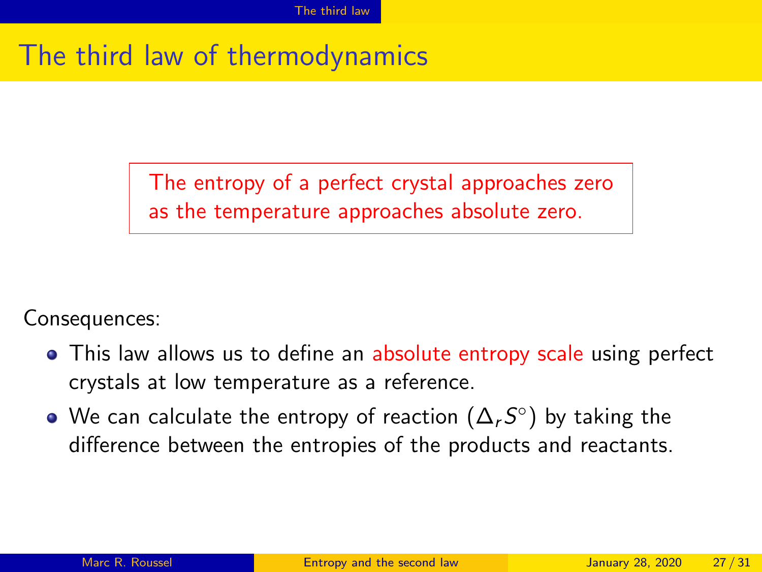# The third law of thermodynamics

> The entropy of a perfect crystal approaches zero as the temperature approaches absolute zero.

Consequences:

- This law allows us to define an absolute entropy scale using perfect crystals at low temperature as a reference.
- We can calculate the entropy of reaction ($\Delta_r S^\circ$) by taking the difference between the entropies of the products and reactants.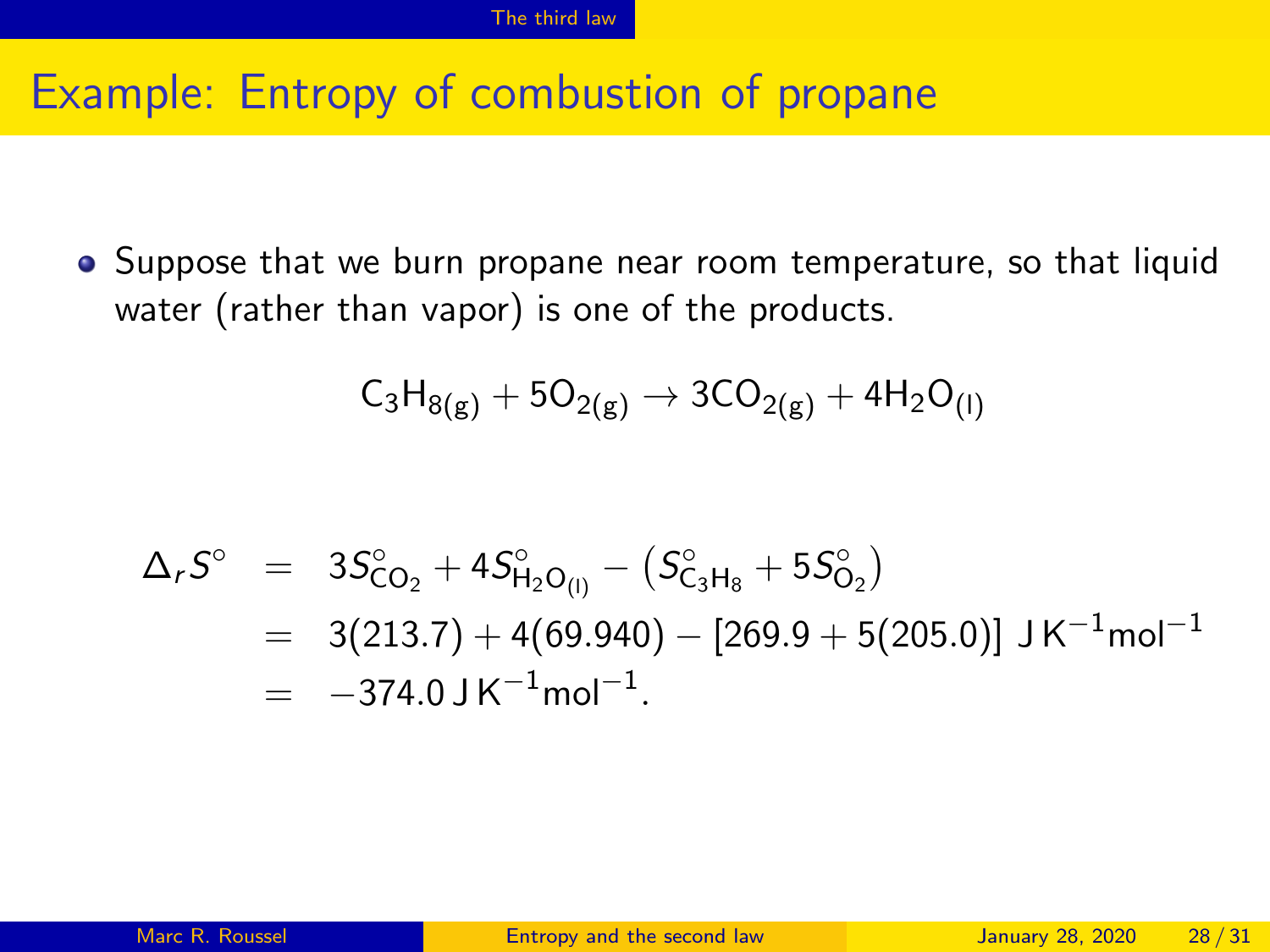# Example: Entropy of combustion of propane

- Suppose that we burn propane near room temperature, so that liquid water (rather than vapor) is one of the products.

$$C_3H_{8(g)} + 5O_{2(g)} \rightarrow 3CO_{2(g)} + 4H_2O_{(l)}$$

$$\begin{aligned}
\Delta_r S^\circ &= 3S^\circ_{CO_2} + 4S^\circ_{H_2O_{(l)}} - \left(S^\circ_{C_3H_8} + 5S^\circ_{O_2}\right) \\
&= 3(213.7) + 4(69.940) - [269.9 + 5(205.0)]\ \mathrm{J\,K^{-1}mol^{-1}} \\
&= -374.0\,\mathrm{J\,K^{-1}mol^{-1}}.
\end{aligned}$$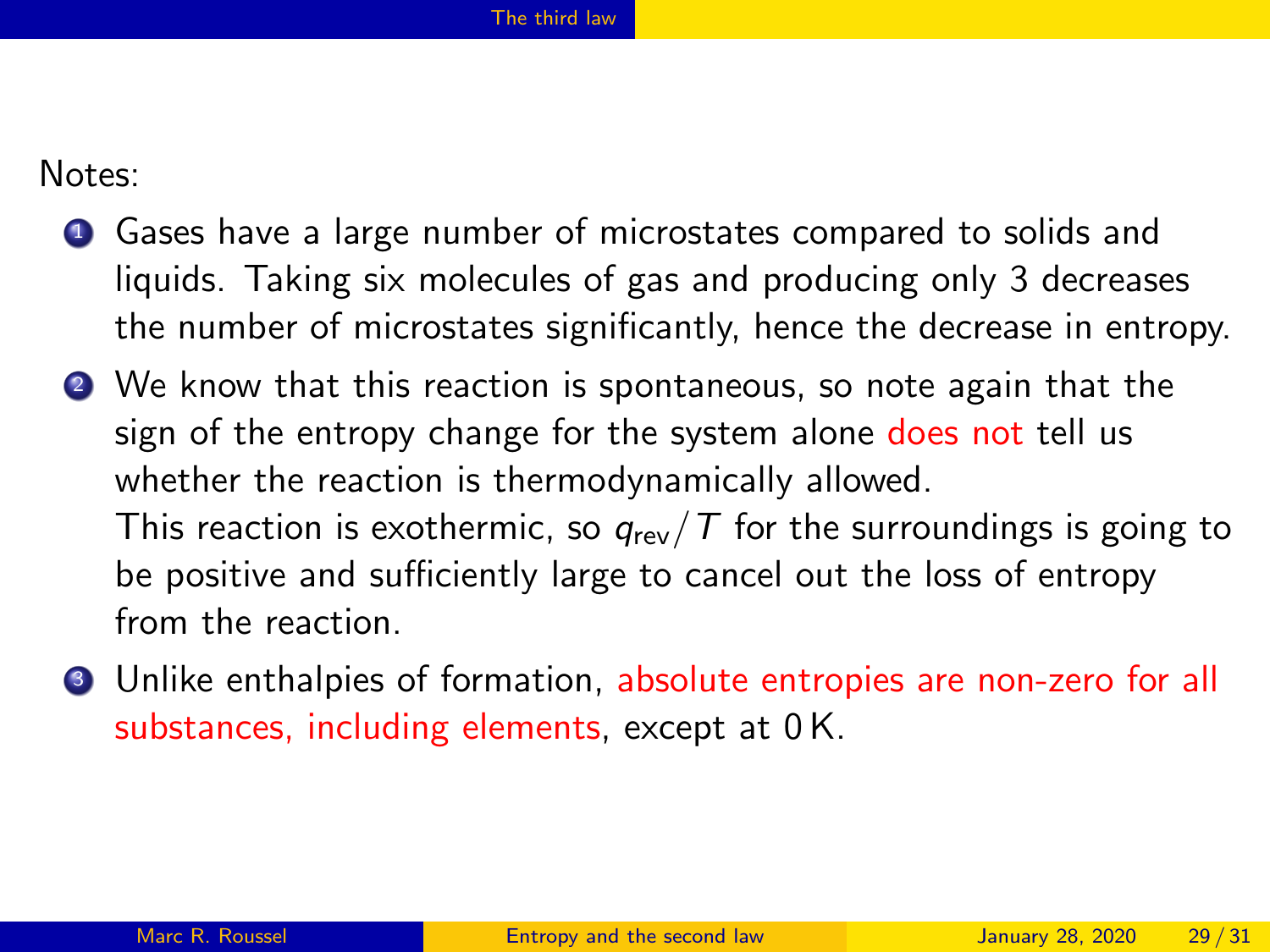Notes:

1. Gases have a large number of microstates compared to solids and liquids. Taking six molecules of gas and producing only 3 decreases the number of microstates significantly, hence the decrease in entropy.
2. We know that this reaction is spontaneous, so note again that the sign of the entropy change for the system alone does not tell us whether the reaction is thermodynamically allowed.
   This reaction is exothermic, so $q_{\text{rev}}/T$ for the surroundings is going to be positive and sufficiently large to cancel out the loss of entropy from the reaction.
3. Unlike enthalpies of formation, absolute entropies are non-zero for all substances, including elements, except at 0 K.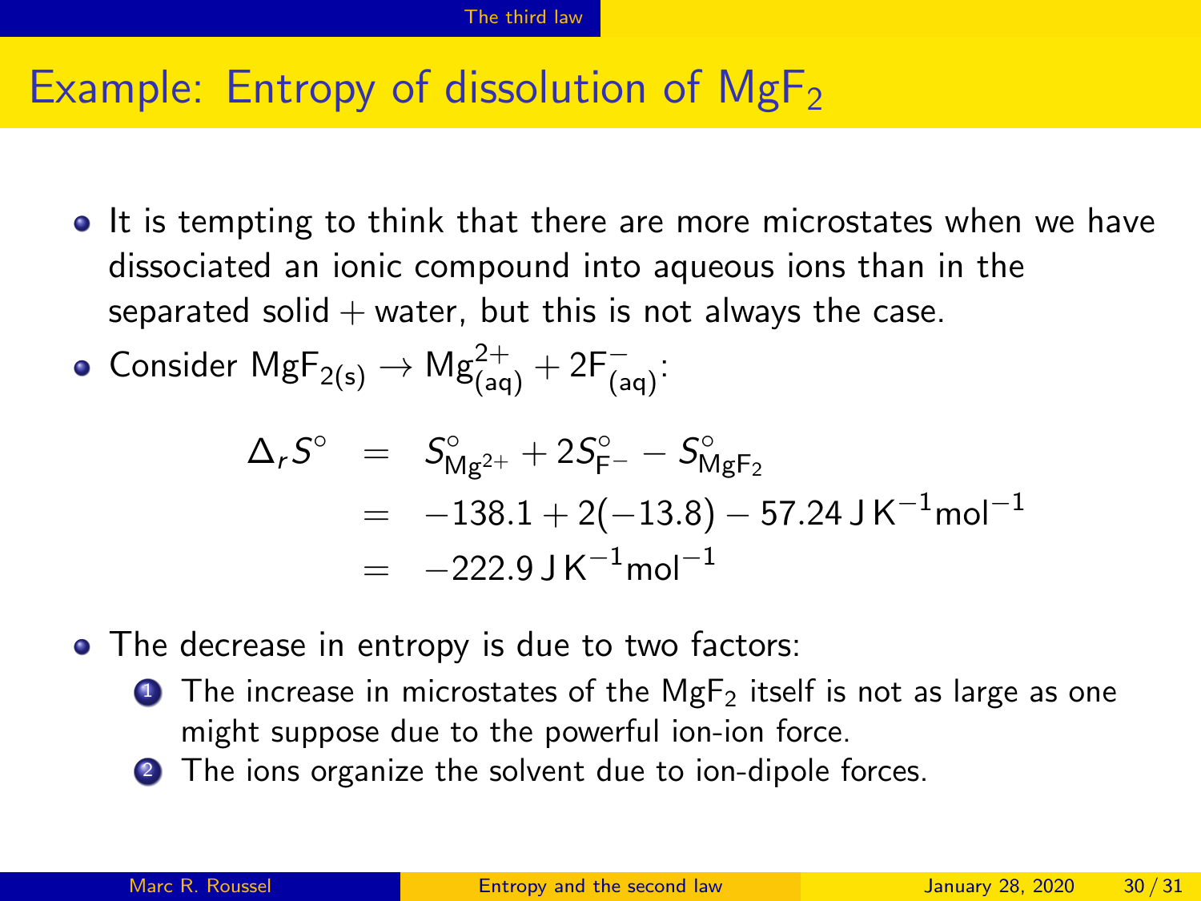# Example: Entropy of dissolution of $MgF_2$

- It is tempting to think that there are more microstates when we have dissociated an ionic compound into aqueous ions than in the separated solid + water, but this is not always the case.
- Consider $MgF_{2(s)} \to Mg^{2+}_{(aq)} + 2F^{-}_{(aq)}$:

$$
\begin{aligned}
\Delta_r S^\circ &= S^\circ_{Mg^{2+}} + 2S^\circ_{F^-} - S^\circ_{MgF_2} \\
&= -138.1 + 2(-13.8) - 57.24\,\mathrm{J\,K^{-1}mol^{-1}} \\
&= -222.9\,\mathrm{J\,K^{-1}mol^{-1}}
\end{aligned}
$$

- The decrease in entropy is due to two factors:
  1. The increase in microstates of the $MgF_2$ itself is not as large as one might suppose due to the powerful ion-ion force.
  2. The ions organize the solvent due to ion-dipole forces.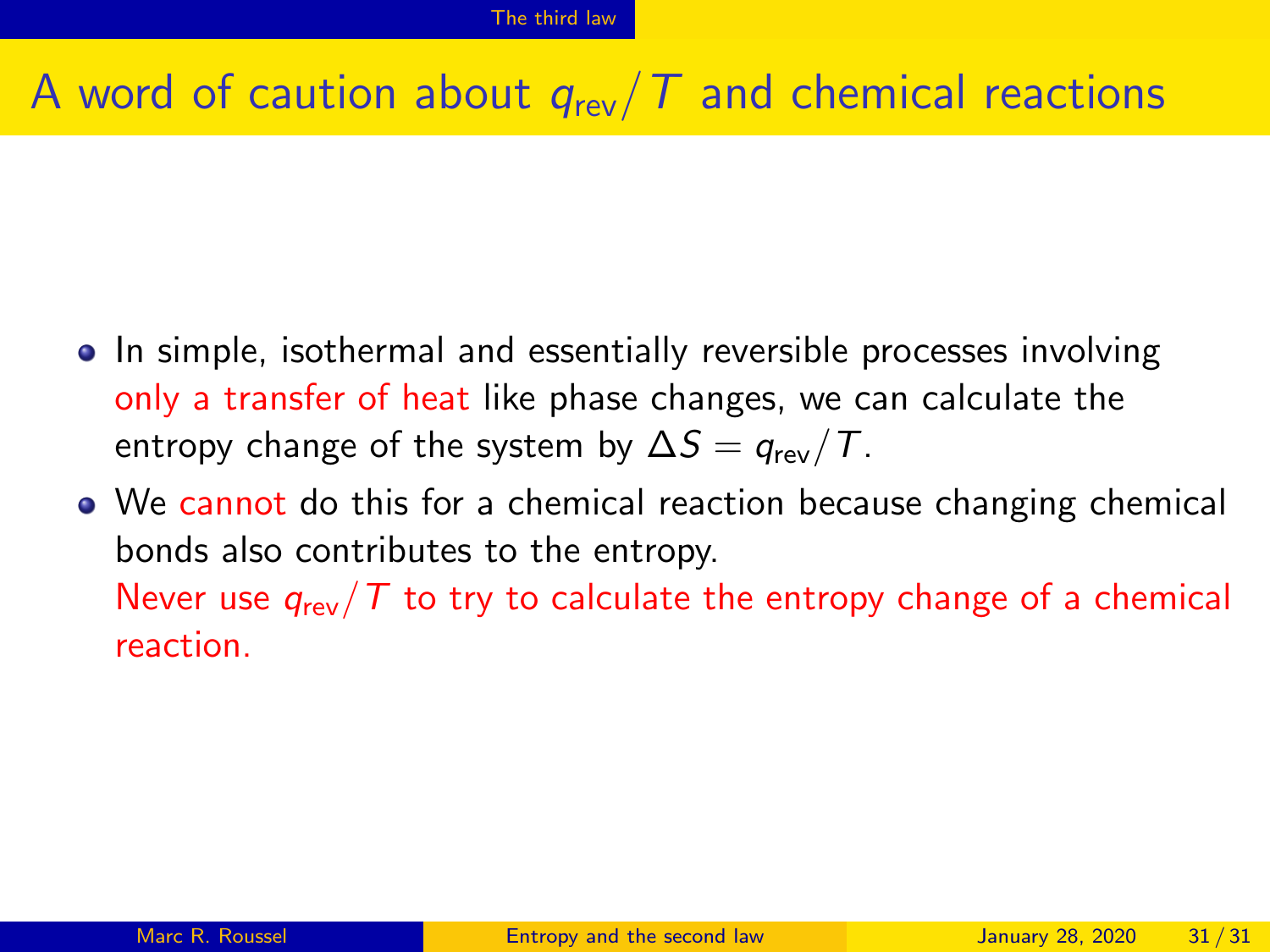# A word of caution about $q_{\text{rev}}/T$ and chemical reactions

- In simple, isothermal and essentially reversible processes involving only a transfer of heat like phase changes, we can calculate the entropy change of the system by $\Delta S = q_{\text{rev}}/T$.
- We cannot do this for a chemical reaction because changing chemical bonds also contributes to the entropy.
  Never use $q_{\text{rev}}/T$ to try to calculate the entropy change of a chemical reaction.